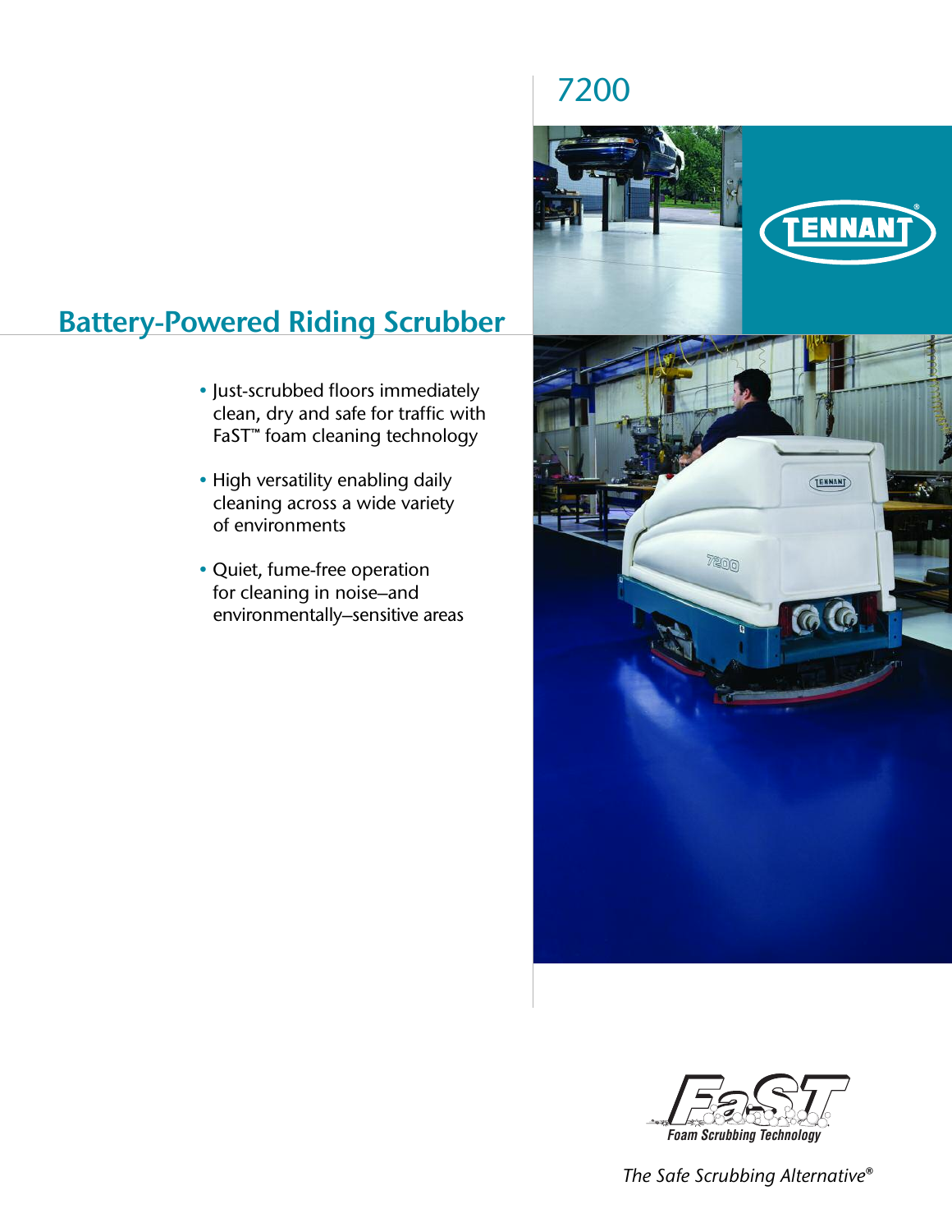# 7200

TENNANT®

## Battery-Powered Riding Scrubber

- Just-scrubbed floors immediately clean, dry and safe for traffic with FaST™ foam cleaning technology
- High versatility enabling daily cleaning across a wide variety of environments
- Quiet, fume-free operation for cleaning in noise–and environmentally–sensitive areas

FaST Foam Scrubbing Technology

*The Safe Scrubbing Alternative®*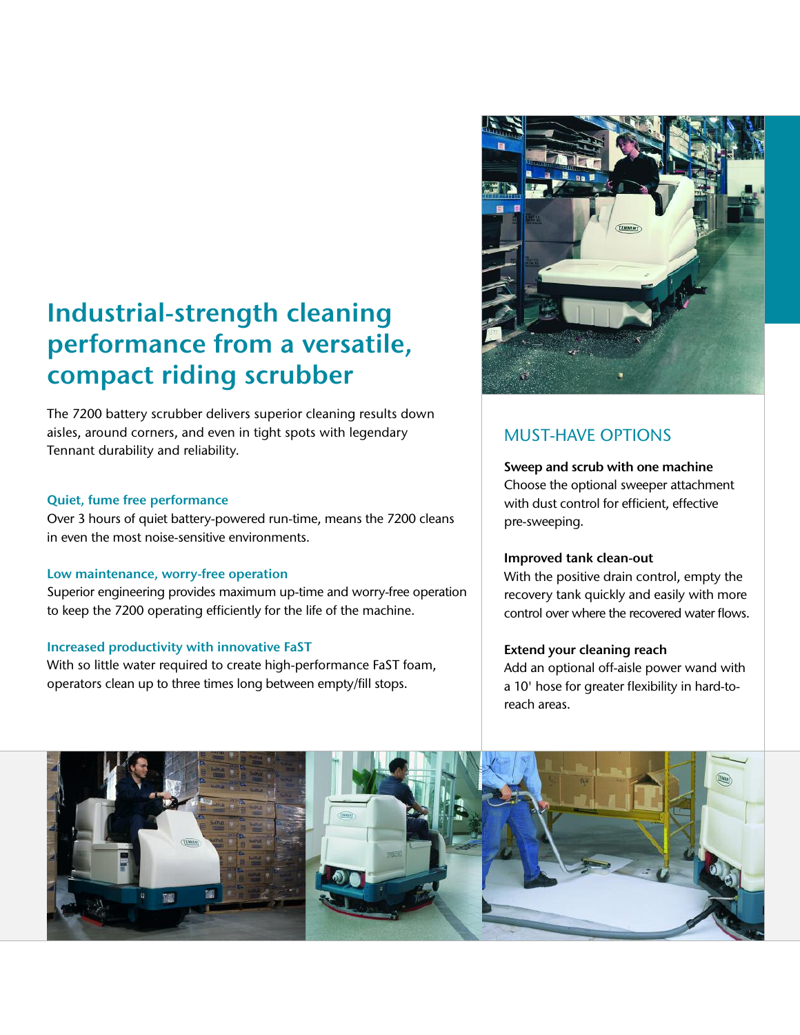# Industrial-strength cleaning performance from a versatile, compact riding scrubber

The 7200 battery scrubber delivers superior cleaning results down aisles, around corners, and even in tight spots with legendary Tennant durability and reliability.

### Quiet, fume free performance

Over 3 hours of quiet battery-powered run-time, means the 7200 cleans in even the most noise-sensitive environments.

### Low maintenance, worry-free operation

Superior engineering provides maximum up-time and worry-free operation to keep the 7200 operating efficiently for the life of the machine.

### Increased productivity with innovative FaST

With so little water required to create high-performance FaST foam, operators clean up to three times long between empty/fill stops.

## MUST-HAVE OPTIONS

**Sweep and scrub with one machine**
Choose the optional sweeper attachment with dust control for efficient, effective pre-sweeping.

**Improved tank clean-out**
With the positive drain control, empty the recovery tank quickly and easily with more control over where the recovered water flows.

**Extend your cleaning reach**
Add an optional off-aisle power wand with a 10' hose for greater flexibility in hard-to-reach areas.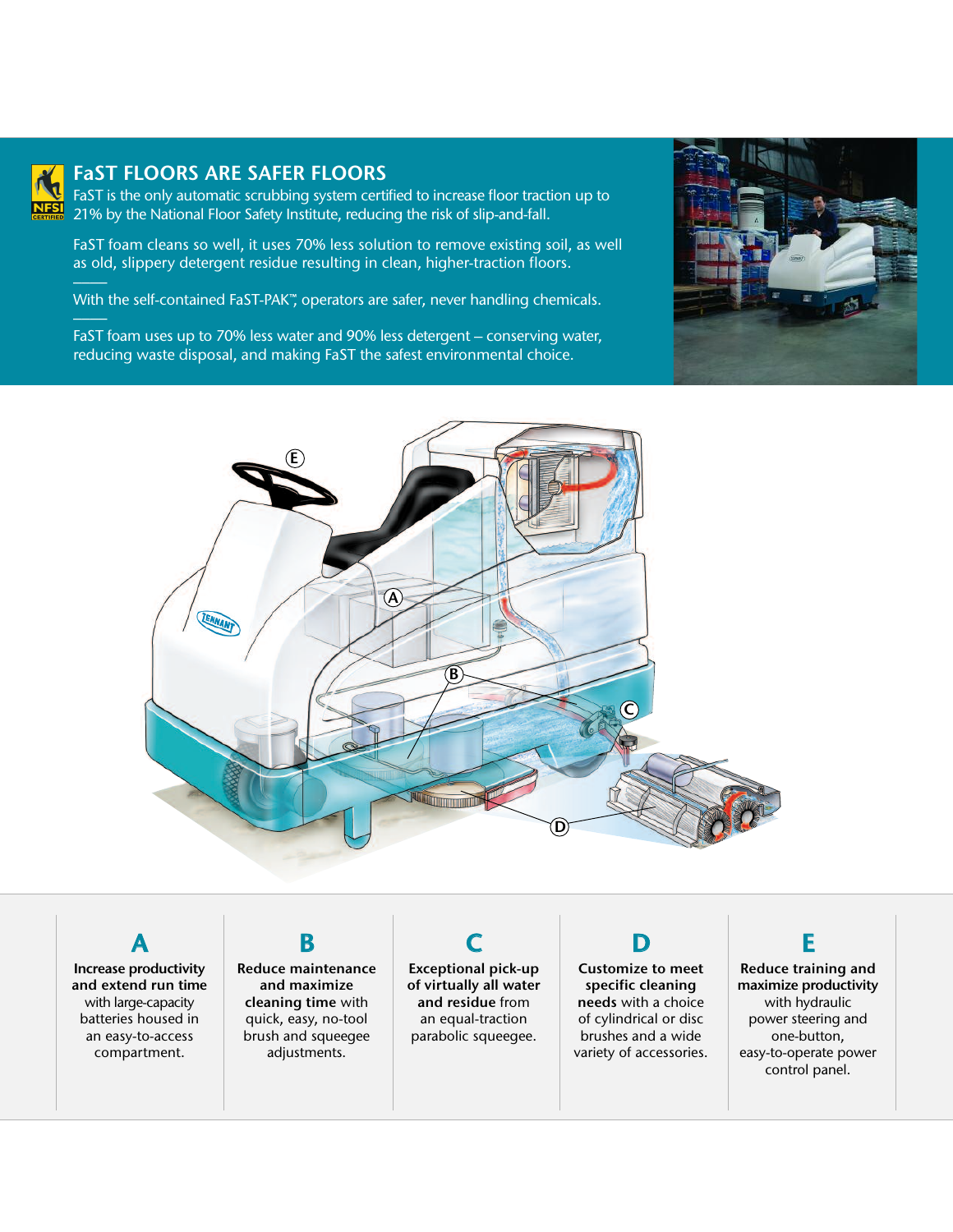## FaST FLOORS ARE SAFER FLOORS

FaST is the only automatic scrubbing system certified to increase floor traction up to 21% by the National Floor Safety Institute, reducing the risk of slip-and-fall.

FaST foam cleans so well, it uses 70% less solution to remove existing soil, as well as old, slippery detergent residue resulting in clean, higher-traction floors.

With the self-contained FaST-PAK™, operators are safer, never handling chemicals.

FaST foam uses up to 70% less water and 90% less detergent – conserving water, reducing waste disposal, and making FaST the safest environmental choice.

### A

**Increase productivity and extend run time** with large-capacity batteries housed in an easy-to-access compartment.

### B

**Reduce maintenance and maximize cleaning time** with quick, easy, no-tool brush and squeegee adjustments.

### C

**Exceptional pick-up of virtually all water and residue** from an equal-traction parabolic squeegee.

### D

**Customize to meet specific cleaning needs** with a choice of cylindrical or disc brushes and a wide variety of accessories.

### E

**Reduce training and maximize productivity** with hydraulic power steering and one-button, easy-to-operate power control panel.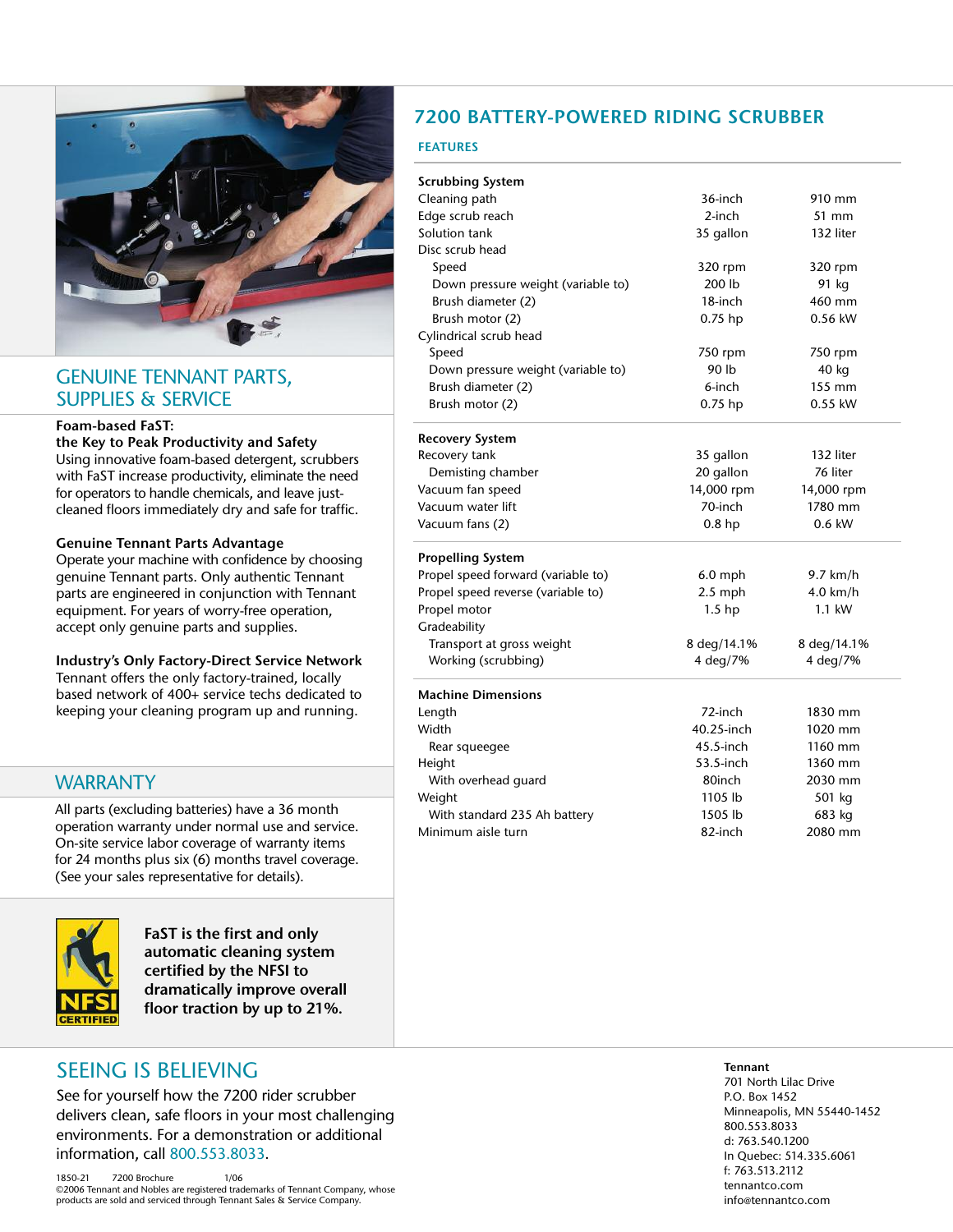## 7200 BATTERY-POWERED RIDING SCRUBBER

### FEATURES

| | | |
|---|---|---|
| **Scrubbing System** | | |
| Cleaning path | 36-inch | 910 mm |
| Edge scrub reach | 2-inch | 51 mm |
| Solution tank | 35 gallon | 132 liter |
| Disc scrub head | | |
| Speed | 320 rpm | 320 rpm |
| Down pressure weight (variable to) | 200 lb | 91 kg |
| Brush diameter (2) | 18-inch | 460 mm |
| Brush motor (2) | 0.75 hp | 0.56 kW |
| Cylindrical scrub head | | |
| Speed | 750 rpm | 750 rpm |
| Down pressure weight (variable to) | 90 lb | 40 kg |
| Brush diameter (2) | 6-inch | 155 mm |
| Brush motor (2) | 0.75 hp | 0.55 kW |
| **Recovery System** | | |
| Recovery tank | 35 gallon | 132 liter |
| Demisting chamber | 20 gallon | 76 liter |
| Vacuum fan speed | 14,000 rpm | 14,000 rpm |
| Vacuum water lift | 70-inch | 1780 mm |
| Vacuum fans (2) | 0.8 hp | 0.6 kW |
| **Propelling System** | | |
| Propel speed forward (variable to) | 6.0 mph | 9.7 km/h |
| Propel speed reverse (variable to) | 2.5 mph | 4.0 km/h |
| Propel motor | 1.5 hp | 1.1 kW |
| Gradeability | | |
| Transport at gross weight | 8 deg/14.1% | 8 deg/14.1% |
| Working (scrubbing) | 4 deg/7% | 4 deg/7% |
| **Machine Dimensions** | | |
| Length | 72-inch | 1830 mm |
| Width | 40.25-inch | 1020 mm |
| Rear squeegee | 45.5-inch | 1160 mm |
| Height | 53.5-inch | 1360 mm |
| With overhead guard | 80inch | 2030 mm |
| Weight | 1105 lb | 501 kg |
| With standard 235 Ah battery | 1505 lb | 683 kg |
| Minimum aisle turn | 82-inch | 2080 mm |

## GENUINE TENNANT PARTS, SUPPLIES & SERVICE

**Foam-based FaST: the Key to Peak Productivity and Safety**
Using innovative foam-based detergent, scrubbers with FaST increase productivity, eliminate the need for operators to handle chemicals, and leave just-cleaned floors immediately dry and safe for traffic.

**Genuine Tennant Parts Advantage**
Operate your machine with confidence by choosing genuine Tennant parts. Only authentic Tennant parts are engineered in conjunction with Tennant equipment. For years of worry-free operation, accept only genuine parts and supplies.

**Industry's Only Factory-Direct Service Network**
Tennant offers the only factory-trained, locally based network of 400+ service techs dedicated to keeping your cleaning program up and running.

## WARRANTY

All parts (excluding batteries) have a 36 month operation warranty under normal use and service. On-site service labor coverage of warranty items for 24 months plus six (6) months travel coverage. (See your sales representative for details).

NFSI CERTIFIED

**FaST is the first and only automatic cleaning system certified by the NFSI to dramatically improve overall floor traction by up to 21%.**

## SEEING IS BELIEVING

See for yourself how the 7200 rider scrubber delivers clean, safe floors in your most challenging environments. For a demonstration or additional information, call 800.553.8033.

1850-21 7200 Brochure 1/06
©2006 Tennant and Nobles are registered trademarks of Tennant Company, whose products are sold and serviced through Tennant Sales & Service Company.

**Tennant**
701 North Lilac Drive
P.O. Box 1452
Minneapolis, MN 55440-1452
800.553.8033
d: 763.540.1200
In Quebec: 514.335.6061
f: 763.513.2112
tennantco.com
info@tennantco.com